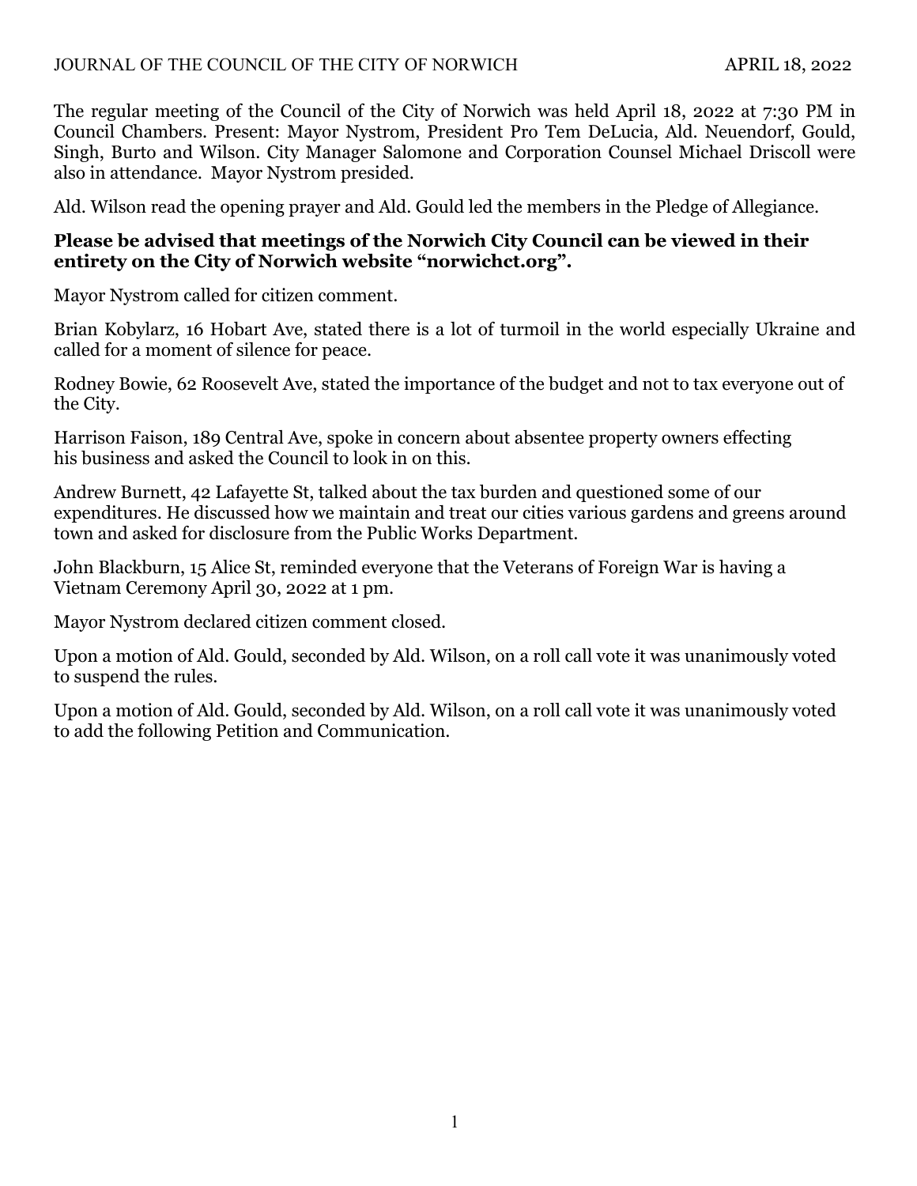The regular meeting of the Council of the City of Norwich was held April 18, 2022 at 7:30 PM in Council Chambers. Present: Mayor Nystrom, President Pro Tem DeLucia, Ald. Neuendorf, Gould, Singh, Burto and Wilson. City Manager Salomone and Corporation Counsel Michael Driscoll were also in attendance. Mayor Nystrom presided.

Ald. Wilson read the opening prayer and Ald. Gould led the members in the Pledge of Allegiance.

**Please be advised that meetings of the Norwich City Council can be viewed in their entirety on the City of Norwich website "norwichct.org".**

Mayor Nystrom called for citizen comment.

Brian Kobylarz, 16 Hobart Ave, stated there is a lot of turmoil in the world especially Ukraine and called for a moment of silence for peace.

Rodney Bowie, 62 Roosevelt Ave, stated the importance of the budget and not to tax everyone out of the City.

Harrison Faison, 189 Central Ave, spoke in concern about absentee property owners effecting his business and asked the Council to look in on this.

Andrew Burnett, 42 Lafayette St, talked about the tax burden and questioned some of our expenditures. He discussed how we maintain and treat our cities various gardens and greens around town and asked for disclosure from the Public Works Department.

John Blackburn, 15 Alice St, reminded everyone that the Veterans of Foreign War is having a Vietnam Ceremony April 30, 2022 at 1 pm.

Mayor Nystrom declared citizen comment closed.

Upon a motion of Ald. Gould, seconded by Ald. Wilson, on a roll call vote it was unanimously voted to suspend the rules.

Upon a motion of Ald. Gould, seconded by Ald. Wilson, on a roll call vote it was unanimously voted to add the following Petition and Communication.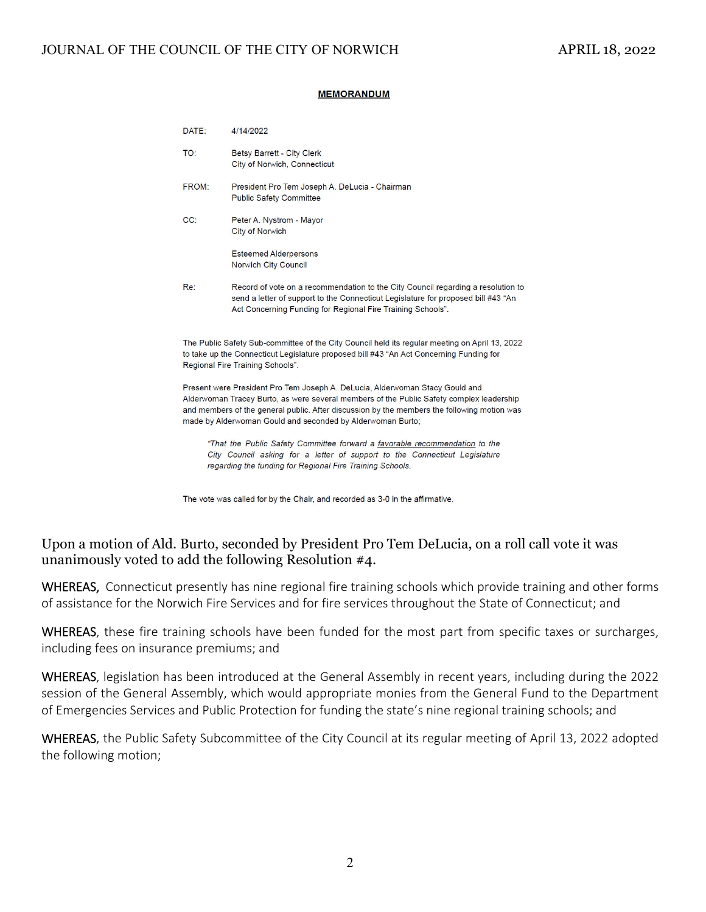## MEMORANDUM

DATE: 4/14/2022

TO: Betsy Barrett - City Clerk
City of Norwich, Connecticut

FROM: President Pro Tem Joseph A. DeLucia - Chairman
Public Safety Committee

CC: Peter A. Nystrom - Mayor
City of Norwich

Esteemed Alderpersons
Norwich City Council

Re: Record of vote on a recommendation to the City Council regarding a resolution to send a letter of support to the Connecticut Legislature for proposed bill #43 "An Act Concerning Funding for Regional Fire Training Schools".

The Public Safety Sub-committee of the City Council held its regular meeting on April 13, 2022 to take up the Connecticut Legislature proposed bill #43 "An Act Concerning Funding for Regional Fire Training Schools".

Present were President Pro Tem Joseph A. DeLucia, Alderwoman Stacy Gould and Alderwoman Tracey Burto, as were several members of the Public Safety complex leadership and members of the general public. After discussion by the members the following motion was made by Alderwoman Gould and seconded by Alderwoman Burto;

> *"That the Public Safety Committee forward a favorable recommendation to the City Council asking for a letter of support to the Connecticut Legislature regarding the funding for Regional Fire Training Schools.*

The vote was called for by the Chair, and recorded as 3-0 in the affirmative.

Upon a motion of Ald. Burto, seconded by President Pro Tem DeLucia, on a roll call vote it was unanimously voted to add the following Resolution #4.

**WHEREAS,** Connecticut presently has nine regional fire training schools which provide training and other forms of assistance for the Norwich Fire Services and for fire services throughout the State of Connecticut; and

**WHEREAS**, these fire training schools have been funded for the most part from specific taxes or surcharges, including fees on insurance premiums; and

**WHEREAS**, legislation has been introduced at the General Assembly in recent years, including during the 2022 session of the General Assembly, which would appropriate monies from the General Fund to the Department of Emergencies Services and Public Protection for funding the state's nine regional training schools; and

**WHEREAS**, the Public Safety Subcommittee of the City Council at its regular meeting of April 13, 2022 adopted the following motion;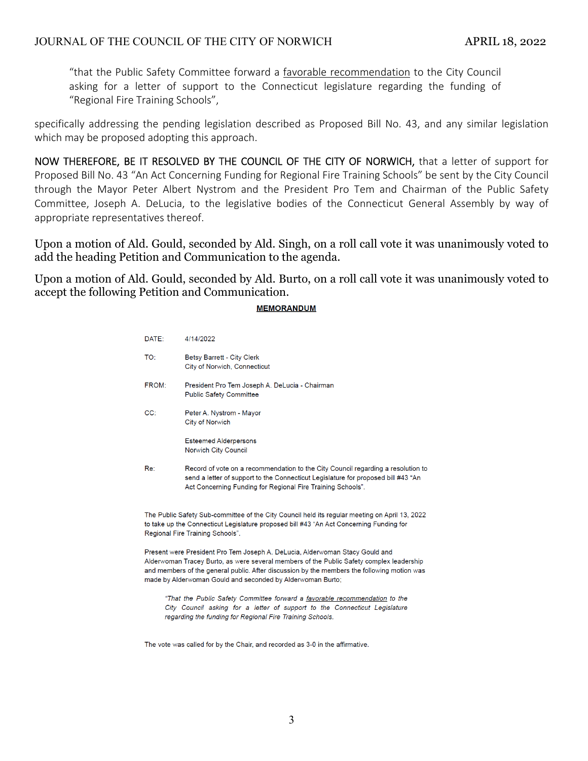> "that the Public Safety Committee forward a <u>favorable recommendation</u> to the City Council asking for a letter of support to the Connecticut legislature regarding the funding of "Regional Fire Training Schools",

specifically addressing the pending legislation described as Proposed Bill No. 43, and any similar legislation which may be proposed adopting this approach.

NOW THEREFORE, BE IT RESOLVED BY THE COUNCIL OF THE CITY OF NORWICH, that a letter of support for Proposed Bill No. 43 "An Act Concerning Funding for Regional Fire Training Schools" be sent by the City Council through the Mayor Peter Albert Nystrom and the President Pro Tem and Chairman of the Public Safety Committee, Joseph A. DeLucia, to the legislative bodies of the Connecticut General Assembly by way of appropriate representatives thereof.

Upon a motion of Ald. Gould, seconded by Ald. Singh, on a roll call vote it was unanimously voted to add the heading Petition and Communication to the agenda.

Upon a motion of Ald. Gould, seconded by Ald. Burto, on a roll call vote it was unanimously voted to accept the following Petition and Communication.

**<u>MEMORANDUM</u>**

DATE: 4/14/2022

TO: Betsy Barrett - City Clerk
City of Norwich, Connecticut

FROM: President Pro Tem Joseph A. DeLucia - Chairman
Public Safety Committee

CC: Peter A. Nystrom - Mayor
City of Norwich

Esteemed Alderpersons
Norwich City Council

Re: Record of vote on a recommendation to the City Council regarding a resolution to send a letter of support to the Connecticut Legislature for proposed bill #43 "An Act Concerning Funding for Regional Fire Training Schools".

The Public Safety Sub-committee of the City Council held its regular meeting on April 13, 2022 to take up the Connecticut Legislature proposed bill #43 "An Act Concerning Funding for Regional Fire Training Schools".

Present were President Pro Tem Joseph A. DeLucia, Alderwoman Stacy Gould and Alderwoman Tracey Burto, as were several members of the Public Safety complex leadership and members of the general public. After discussion by the members the following motion was made by Alderwoman Gould and seconded by Alderwoman Burto;

> *"That the Public Safety Committee forward a <u>favorable recommendation</u> to the City Council asking for a letter of support to the Connecticut Legislature regarding the funding for Regional Fire Training Schools.*

The vote was called for by the Chair, and recorded as 3-0 in the affirmative.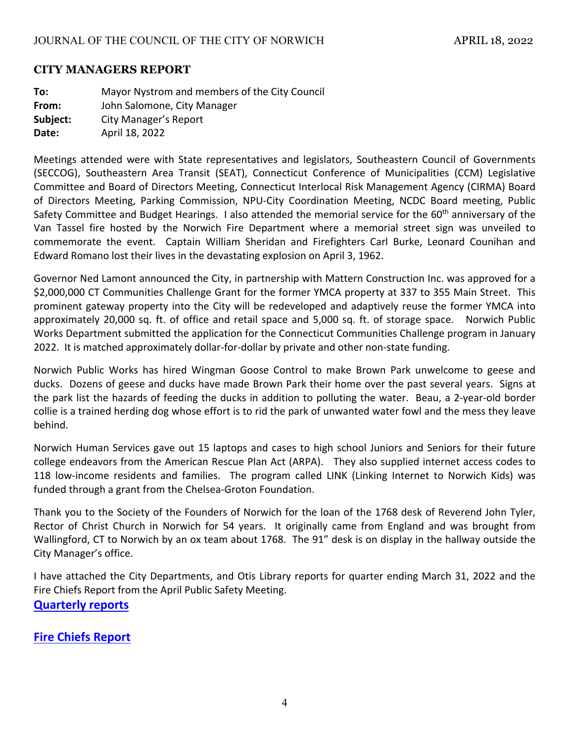## CITY MANAGERS REPORT

**To:** Mayor Nystrom and members of the City Council
**From:** John Salomone, City Manager
**Subject:** City Manager's Report
**Date:** April 18, 2022

Meetings attended were with State representatives and legislators, Southeastern Council of Governments (SECCOG), Southeastern Area Transit (SEAT), Connecticut Conference of Municipalities (CCM) Legislative Committee and Board of Directors Meeting, Connecticut Interlocal Risk Management Agency (CIRMA) Board of Directors Meeting, Parking Commission, NPU-City Coordination Meeting, NCDC Board meeting, Public Safety Committee and Budget Hearings. I also attended the memorial service for the 60th anniversary of the Van Tassel fire hosted by the Norwich Fire Department where a memorial street sign was unveiled to commemorate the event. Captain William Sheridan and Firefighters Carl Burke, Leonard Counihan and Edward Romano lost their lives in the devastating explosion on April 3, 1962.

Governor Ned Lamont announced the City, in partnership with Mattern Construction Inc. was approved for a $2,000,000 CT Communities Challenge Grant for the former YMCA property at 337 to 355 Main Street. This prominent gateway property into the City will be redeveloped and adaptively reuse the former YMCA into approximately 20,000 sq. ft. of office and retail space and 5,000 sq. ft. of storage space. Norwich Public Works Department submitted the application for the Connecticut Communities Challenge program in January 2022. It is matched approximately dollar-for-dollar by private and other non-state funding.

Norwich Public Works has hired Wingman Goose Control to make Brown Park unwelcome to geese and ducks. Dozens of geese and ducks have made Brown Park their home over the past several years. Signs at the park list the hazards of feeding the ducks in addition to polluting the water. Beau, a 2-year-old border collie is a trained herding dog whose effort is to rid the park of unwanted water fowl and the mess they leave behind.

Norwich Human Services gave out 15 laptops and cases to high school Juniors and Seniors for their future college endeavors from the American Rescue Plan Act (ARPA). They also supplied internet access codes to 118 low-income residents and families. The program called LINK (Linking Internet to Norwich Kids) was funded through a grant from the Chelsea-Groton Foundation.

Thank you to the Society of the Founders of Norwich for the loan of the 1768 desk of Reverend John Tyler, Rector of Christ Church in Norwich for 54 years. It originally came from England and was brought from Wallingford, CT to Norwich by an ox team about 1768. The 91" desk is on display in the hallway outside the City Manager's office.

I have attached the City Departments, and Otis Library reports for quarter ending March 31, 2022 and the Fire Chiefs Report from the April Public Safety Meeting.

**Quarterly reports**

**Fire Chiefs Report**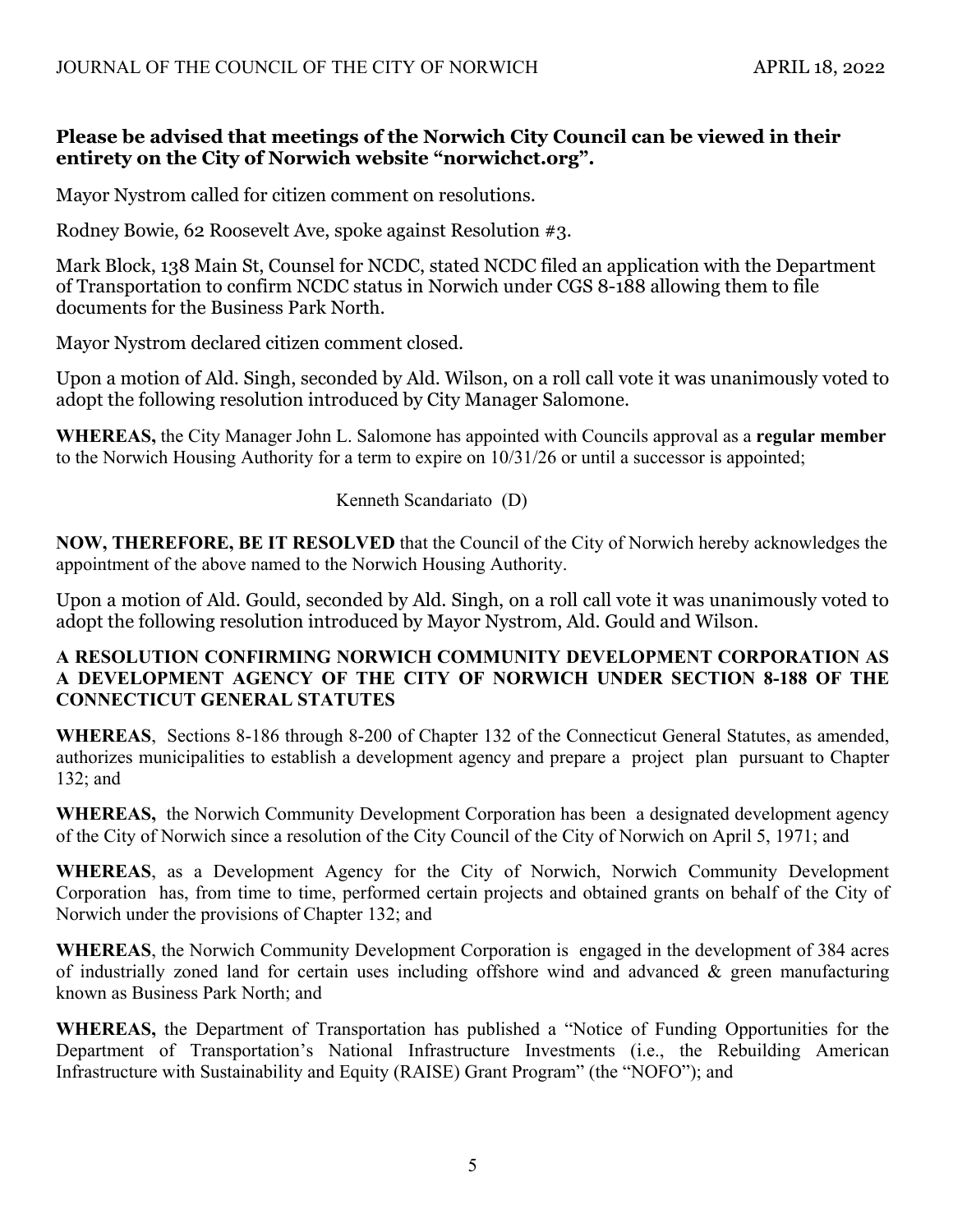**Please be advised that meetings of the Norwich City Council can be viewed in their entirety on the City of Norwich website "norwichct.org".**

Mayor Nystrom called for citizen comment on resolutions.

Rodney Bowie, 62 Roosevelt Ave, spoke against Resolution #3.

Mark Block, 138 Main St, Counsel for NCDC, stated NCDC filed an application with the Department of Transportation to confirm NCDC status in Norwich under CGS 8-188 allowing them to file documents for the Business Park North.

Mayor Nystrom declared citizen comment closed.

Upon a motion of Ald. Singh, seconded by Ald. Wilson, on a roll call vote it was unanimously voted to adopt the following resolution introduced by City Manager Salomone.

**WHEREAS,** the City Manager John L. Salomone has appointed with Councils approval as a **regular member** to the Norwich Housing Authority for a term to expire on 10/31/26 or until a successor is appointed;

Kenneth Scandariato (D)

**NOW, THEREFORE, BE IT RESOLVED** that the Council of the City of Norwich hereby acknowledges the appointment of the above named to the Norwich Housing Authority.

Upon a motion of Ald. Gould, seconded by Ald. Singh, on a roll call vote it was unanimously voted to adopt the following resolution introduced by Mayor Nystrom, Ald. Gould and Wilson.

**A RESOLUTION CONFIRMING NORWICH COMMUNITY DEVELOPMENT CORPORATION AS A DEVELOPMENT AGENCY OF THE CITY OF NORWICH UNDER SECTION 8-188 OF THE CONNECTICUT GENERAL STATUTES**

**WHEREAS**, Sections 8-186 through 8-200 of Chapter 132 of the Connecticut General Statutes, as amended, authorizes municipalities to establish a development agency and prepare a project plan pursuant to Chapter 132; and

**WHEREAS,** the Norwich Community Development Corporation has been a designated development agency of the City of Norwich since a resolution of the City Council of the City of Norwich on April 5, 1971; and

**WHEREAS**, as a Development Agency for the City of Norwich, Norwich Community Development Corporation has, from time to time, performed certain projects and obtained grants on behalf of the City of Norwich under the provisions of Chapter 132; and

**WHEREAS**, the Norwich Community Development Corporation is engaged in the development of 384 acres of industrially zoned land for certain uses including offshore wind and advanced & green manufacturing known as Business Park North; and

**WHEREAS,** the Department of Transportation has published a "Notice of Funding Opportunities for the Department of Transportation's National Infrastructure Investments (i.e., the Rebuilding American Infrastructure with Sustainability and Equity (RAISE) Grant Program" (the "NOFO"); and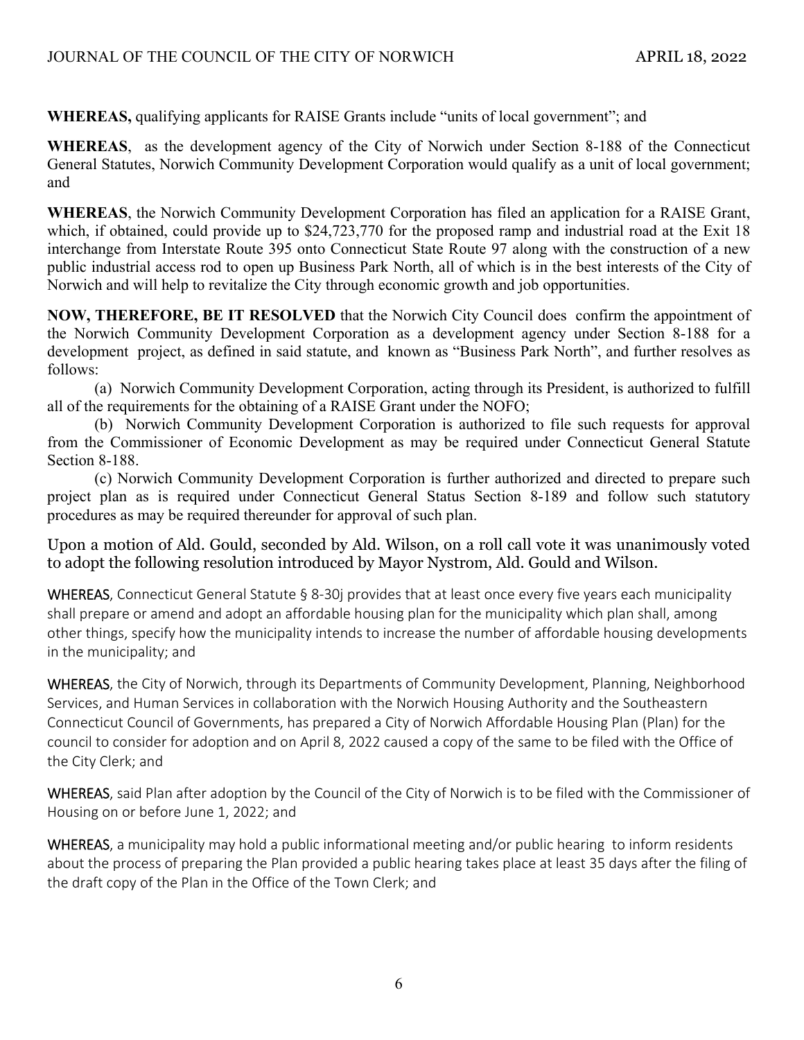**WHEREAS,** qualifying applicants for RAISE Grants include "units of local government"; and

**WHEREAS**, as the development agency of the City of Norwich under Section 8-188 of the Connecticut General Statutes, Norwich Community Development Corporation would qualify as a unit of local government; and

**WHEREAS**, the Norwich Community Development Corporation has filed an application for a RAISE Grant, which, if obtained, could provide up to $24,723,770 for the proposed ramp and industrial road at the Exit 18 interchange from Interstate Route 395 onto Connecticut State Route 97 along with the construction of a new public industrial access rod to open up Business Park North, all of which is in the best interests of the City of Norwich and will help to revitalize the City through economic growth and job opportunities.

**NOW, THEREFORE, BE IT RESOLVED** that the Norwich City Council does confirm the appointment of the Norwich Community Development Corporation as a development agency under Section 8-188 for a development project, as defined in said statute, and known as "Business Park North", and further resolves as follows:

(a) Norwich Community Development Corporation, acting through its President, is authorized to fulfill all of the requirements for the obtaining of a RAISE Grant under the NOFO;

(b) Norwich Community Development Corporation is authorized to file such requests for approval from the Commissioner of Economic Development as may be required under Connecticut General Statute Section 8-188.

(c) Norwich Community Development Corporation is further authorized and directed to prepare such project plan as is required under Connecticut General Status Section 8-189 and follow such statutory procedures as may be required thereunder for approval of such plan.

Upon a motion of Ald. Gould, seconded by Ald. Wilson, on a roll call vote it was unanimously voted to adopt the following resolution introduced by Mayor Nystrom, Ald. Gould and Wilson.

WHEREAS, Connecticut General Statute § 8-30j provides that at least once every five years each municipality shall prepare or amend and adopt an affordable housing plan for the municipality which plan shall, among other things, specify how the municipality intends to increase the number of affordable housing developments in the municipality; and

WHEREAS, the City of Norwich, through its Departments of Community Development, Planning, Neighborhood Services, and Human Services in collaboration with the Norwich Housing Authority and the Southeastern Connecticut Council of Governments, has prepared a City of Norwich Affordable Housing Plan (Plan) for the council to consider for adoption and on April 8, 2022 caused a copy of the same to be filed with the Office of the City Clerk; and

WHEREAS, said Plan after adoption by the Council of the City of Norwich is to be filed with the Commissioner of Housing on or before June 1, 2022; and

WHEREAS, a municipality may hold a public informational meeting and/or public hearing to inform residents about the process of preparing the Plan provided a public hearing takes place at least 35 days after the filing of the draft copy of the Plan in the Office of the Town Clerk; and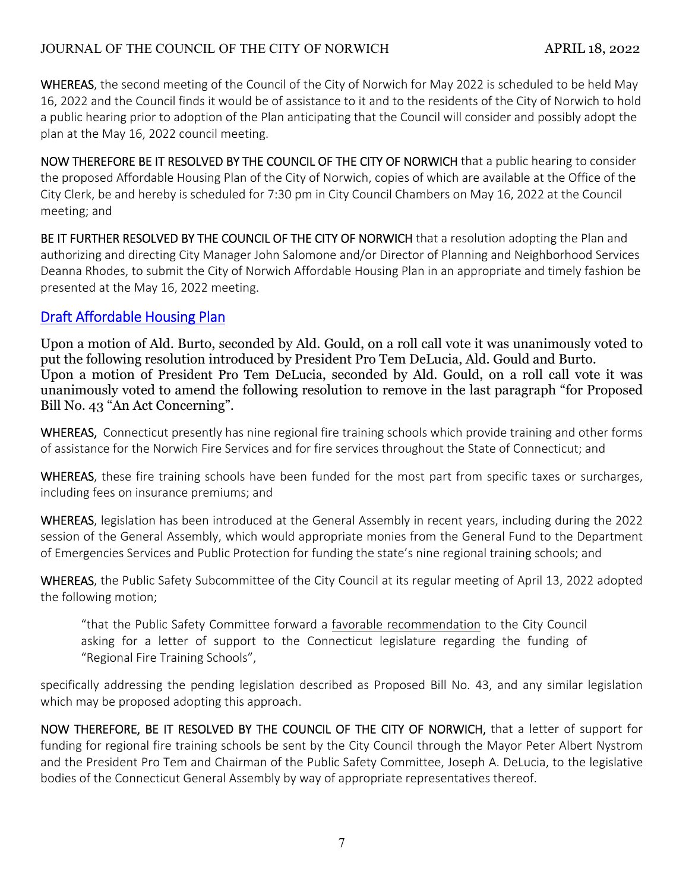**WHEREAS**, the second meeting of the Council of the City of Norwich for May 2022 is scheduled to be held May 16, 2022 and the Council finds it would be of assistance to it and to the residents of the City of Norwich to hold a public hearing prior to adoption of the Plan anticipating that the Council will consider and possibly adopt the plan at the May 16, 2022 council meeting.

**NOW THEREFORE BE IT RESOLVED BY THE COUNCIL OF THE CITY OF NORWICH** that a public hearing to consider the proposed Affordable Housing Plan of the City of Norwich, copies of which are available at the Office of the City Clerk, be and hereby is scheduled for 7:30 pm in City Council Chambers on May 16, 2022 at the Council meeting; and

**BE IT FURTHER RESOLVED BY THE COUNCIL OF THE CITY OF NORWICH** that a resolution adopting the Plan and authorizing and directing City Manager John Salomone and/or Director of Planning and Neighborhood Services Deanna Rhodes, to submit the City of Norwich Affordable Housing Plan in an appropriate and timely fashion be presented at the May 16, 2022 meeting.

Draft Affordable Housing Plan

Upon a motion of Ald. Burto, seconded by Ald. Gould, on a roll call vote it was unanimously voted to put the following resolution introduced by President Pro Tem DeLucia, Ald. Gould and Burto.
Upon a motion of President Pro Tem DeLucia, seconded by Ald. Gould, on a roll call vote it was unanimously voted to amend the following resolution to remove in the last paragraph "for Proposed Bill No. 43 "An Act Concerning".

**WHEREAS,** Connecticut presently has nine regional fire training schools which provide training and other forms of assistance for the Norwich Fire Services and for fire services throughout the State of Connecticut; and

**WHEREAS**, these fire training schools have been funded for the most part from specific taxes or surcharges, including fees on insurance premiums; and

**WHEREAS**, legislation has been introduced at the General Assembly in recent years, including during the 2022 session of the General Assembly, which would appropriate monies from the General Fund to the Department of Emergencies Services and Public Protection for funding the state's nine regional training schools; and

**WHEREAS**, the Public Safety Subcommittee of the City Council at its regular meeting of April 13, 2022 adopted the following motion;

> "that the Public Safety Committee forward a favorable recommendation to the City Council asking for a letter of support to the Connecticut legislature regarding the funding of "Regional Fire Training Schools",

specifically addressing the pending legislation described as Proposed Bill No. 43, and any similar legislation which may be proposed adopting this approach.

**NOW THEREFORE, BE IT RESOLVED BY THE COUNCIL OF THE CITY OF NORWICH,** that a letter of support for funding for regional fire training schools be sent by the City Council through the Mayor Peter Albert Nystrom and the President Pro Tem and Chairman of the Public Safety Committee, Joseph A. DeLucia, to the legislative bodies of the Connecticut General Assembly by way of appropriate representatives thereof.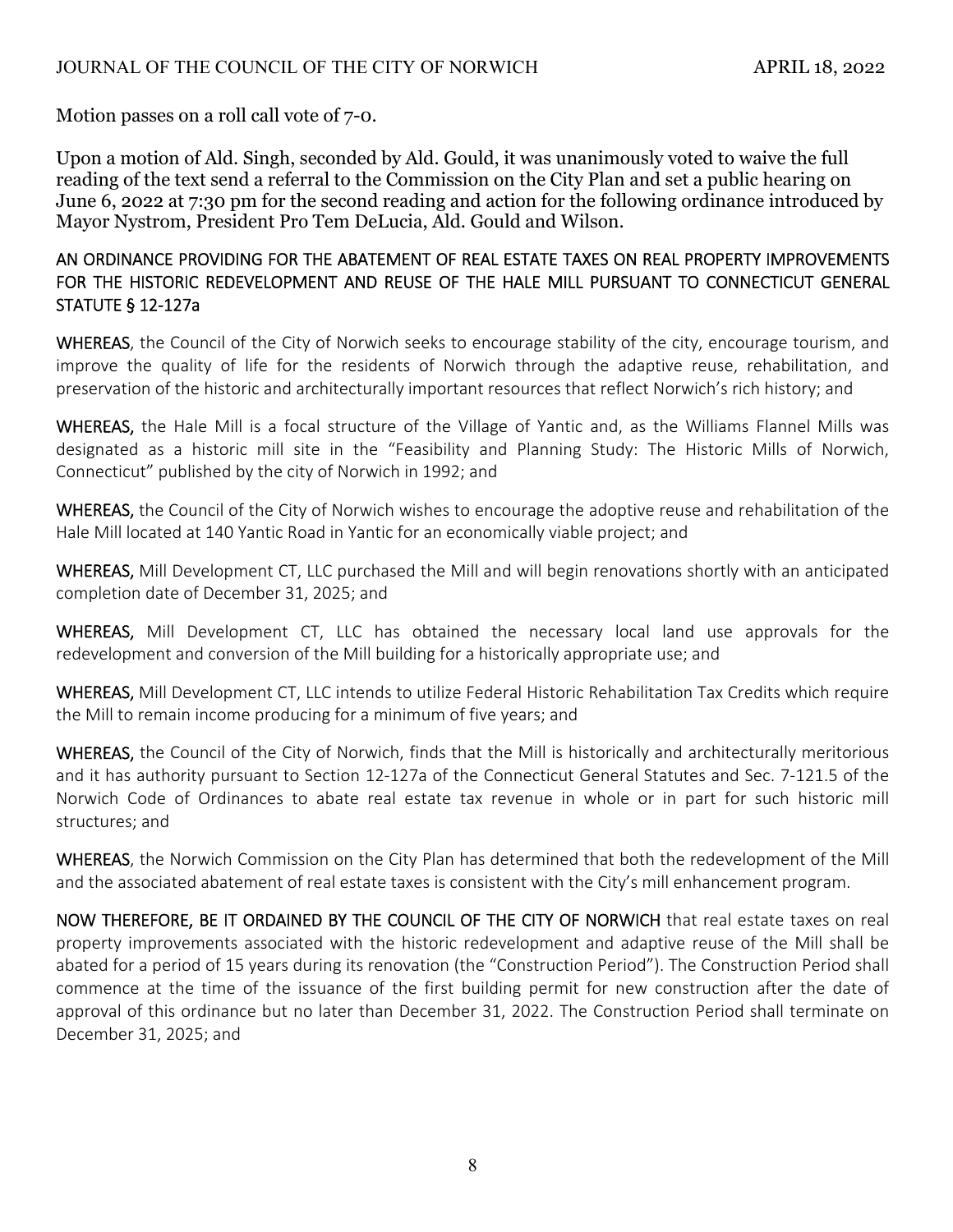Motion passes on a roll call vote of 7-0.

Upon a motion of Ald. Singh, seconded by Ald. Gould, it was unanimously voted to waive the full reading of the text send a referral to the Commission on the City Plan and set a public hearing on June 6, 2022 at 7:30 pm for the second reading and action for the following ordinance introduced by Mayor Nystrom, President Pro Tem DeLucia, Ald. Gould and Wilson.

AN ORDINANCE PROVIDING FOR THE ABATEMENT OF REAL ESTATE TAXES ON REAL PROPERTY IMPROVEMENTS FOR THE HISTORIC REDEVELOPMENT AND REUSE OF THE HALE MILL PURSUANT TO CONNECTICUT GENERAL STATUTE § 12-127a

WHEREAS, the Council of the City of Norwich seeks to encourage stability of the city, encourage tourism, and improve the quality of life for the residents of Norwich through the adaptive reuse, rehabilitation, and preservation of the historic and architecturally important resources that reflect Norwich's rich history; and

WHEREAS, the Hale Mill is a focal structure of the Village of Yantic and, as the Williams Flannel Mills was designated as a historic mill site in the "Feasibility and Planning Study: The Historic Mills of Norwich, Connecticut" published by the city of Norwich in 1992; and

WHEREAS, the Council of the City of Norwich wishes to encourage the adoptive reuse and rehabilitation of the Hale Mill located at 140 Yantic Road in Yantic for an economically viable project; and

WHEREAS, Mill Development CT, LLC purchased the Mill and will begin renovations shortly with an anticipated completion date of December 31, 2025; and

WHEREAS, Mill Development CT, LLC has obtained the necessary local land use approvals for the redevelopment and conversion of the Mill building for a historically appropriate use; and

WHEREAS, Mill Development CT, LLC intends to utilize Federal Historic Rehabilitation Tax Credits which require the Mill to remain income producing for a minimum of five years; and

WHEREAS, the Council of the City of Norwich, finds that the Mill is historically and architecturally meritorious and it has authority pursuant to Section 12-127a of the Connecticut General Statutes and Sec. 7-121.5 of the Norwich Code of Ordinances to abate real estate tax revenue in whole or in part for such historic mill structures; and

WHEREAS, the Norwich Commission on the City Plan has determined that both the redevelopment of the Mill and the associated abatement of real estate taxes is consistent with the City's mill enhancement program.

NOW THEREFORE, BE IT ORDAINED BY THE COUNCIL OF THE CITY OF NORWICH that real estate taxes on real property improvements associated with the historic redevelopment and adaptive reuse of the Mill shall be abated for a period of 15 years during its renovation (the "Construction Period"). The Construction Period shall commence at the time of the issuance of the first building permit for new construction after the date of approval of this ordinance but no later than December 31, 2022. The Construction Period shall terminate on December 31, 2025; and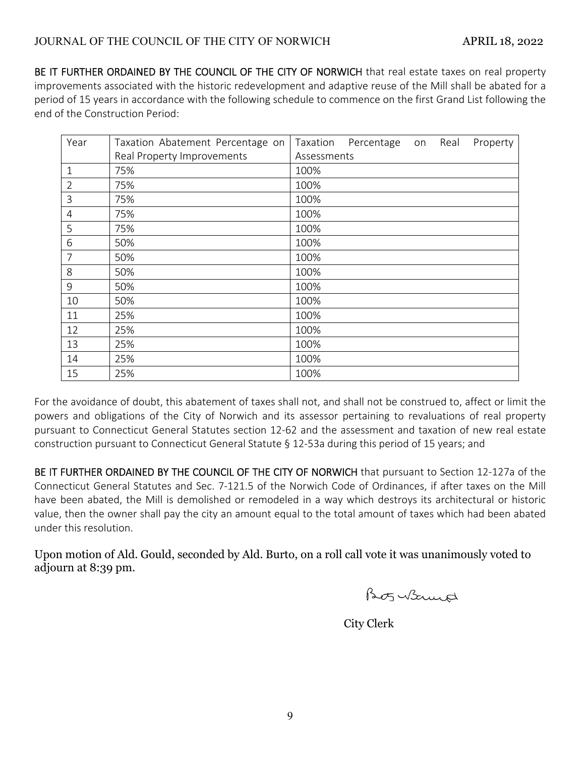BE IT FURTHER ORDAINED BY THE COUNCIL OF THE CITY OF NORWICH that real estate taxes on real property improvements associated with the historic redevelopment and adaptive reuse of the Mill shall be abated for a period of 15 years in accordance with the following schedule to commence on the first Grand List following the end of the Construction Period:

| Year | Taxation Abatement Percentage on Real Property Improvements | Taxation Percentage on Real Property Assessments |
|---|---|---|
| 1 | 75% | 100% |
| 2 | 75% | 100% |
| 3 | 75% | 100% |
| 4 | 75% | 100% |
| 5 | 75% | 100% |
| 6 | 50% | 100% |
| 7 | 50% | 100% |
| 8 | 50% | 100% |
| 9 | 50% | 100% |
| 10 | 50% | 100% |
| 11 | 25% | 100% |
| 12 | 25% | 100% |
| 13 | 25% | 100% |
| 14 | 25% | 100% |
| 15 | 25% | 100% |

For the avoidance of doubt, this abatement of taxes shall not, and shall not be construed to, affect or limit the powers and obligations of the City of Norwich and its assessor pertaining to revaluations of real property pursuant to Connecticut General Statutes section 12-62 and the assessment and taxation of new real estate construction pursuant to Connecticut General Statute § 12-53a during this period of 15 years; and

BE IT FURTHER ORDAINED BY THE COUNCIL OF THE CITY OF NORWICH that pursuant to Section 12-127a of the Connecticut General Statutes and Sec. 7-121.5 of the Norwich Code of Ordinances, if after taxes on the Mill have been abated, the Mill is demolished or remodeled in a way which destroys its architectural or historic value, then the owner shall pay the city an amount equal to the total amount of taxes which had been abated under this resolution.

Upon motion of Ald. Gould, seconded by Ald. Burto, on a roll call vote it was unanimously voted to adjourn at 8:39 pm.

City Clerk